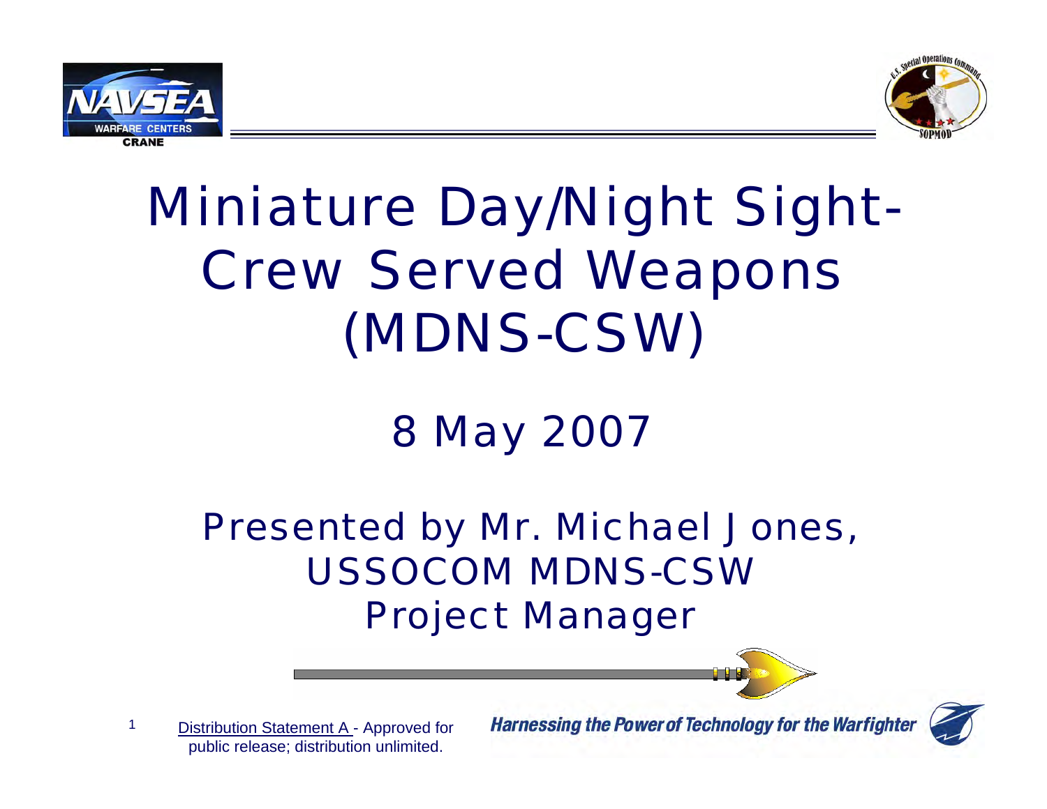# Miniature Day/Night Sight-Crew Served Weapons (MDNS-CSW)

8 May 2007

Presented by Mr. Michael Jones, USSOCOM MDNS-CSW Project Manager

Distribution Statement A - Approved for public release; distribution unlimited.

*Harnessing the Power of Technology for the Warfighter*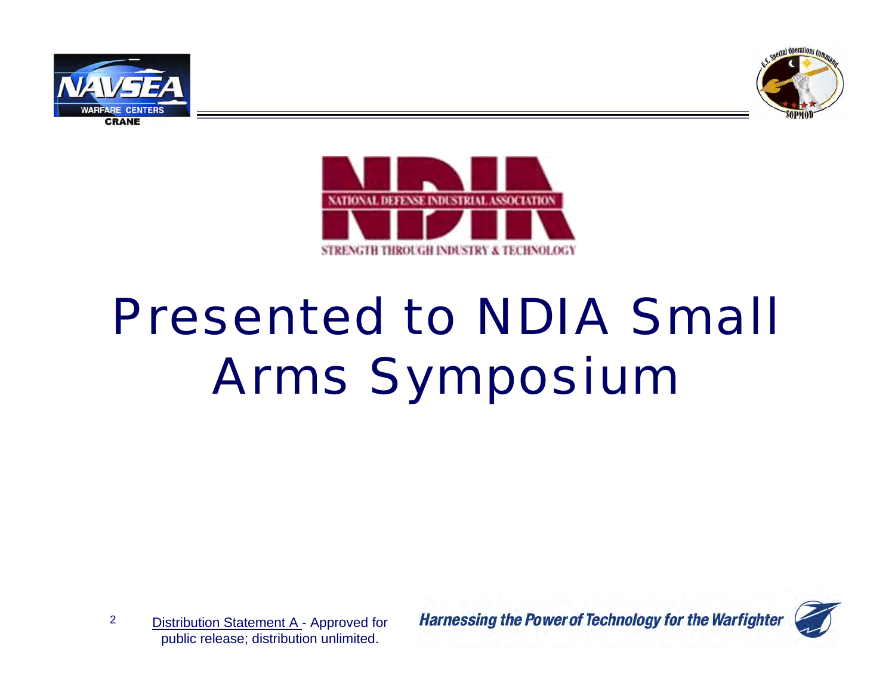# Presented to NDIA Small Arms Symposium

Distribution Statement A - Approved for public release; distribution unlimited.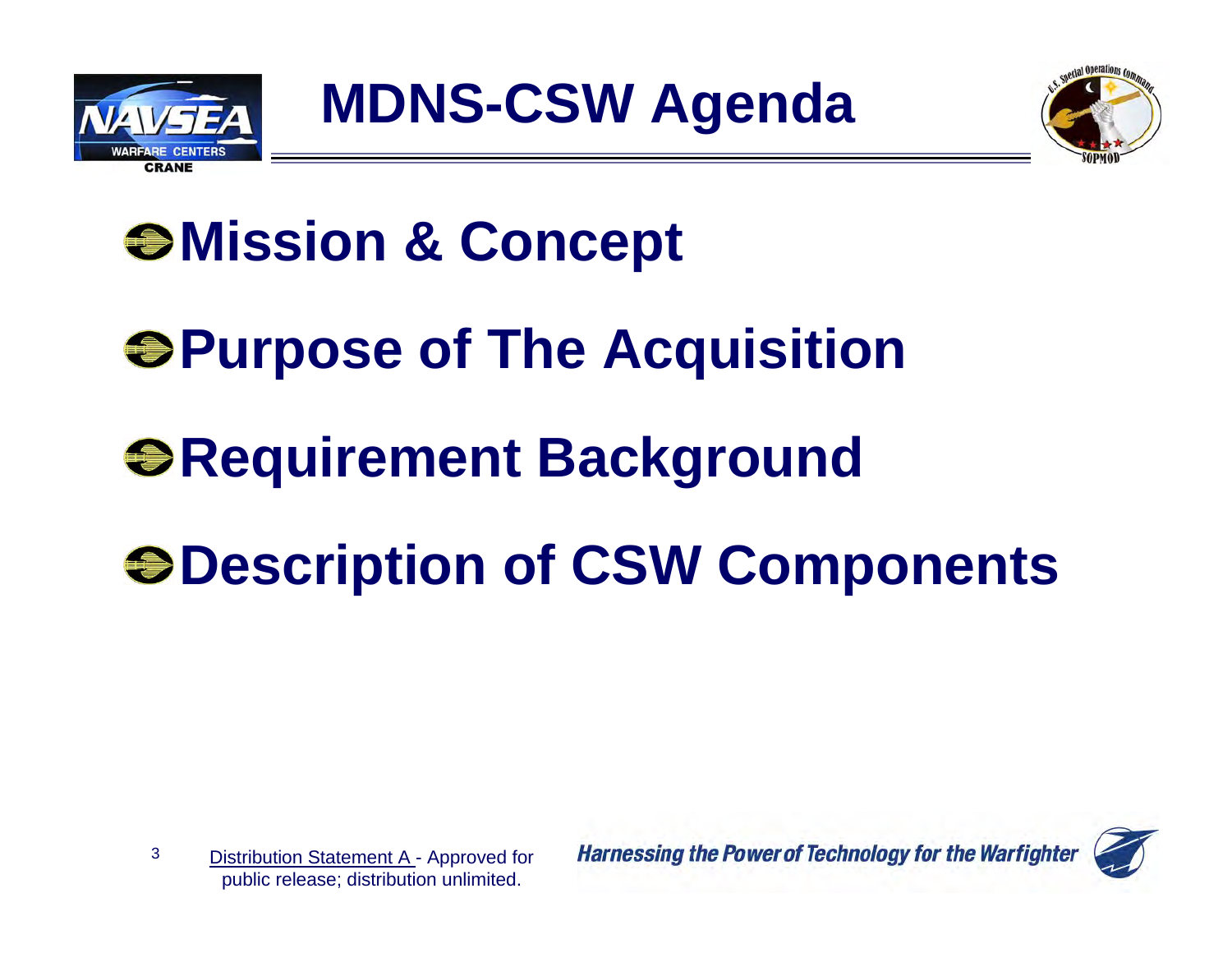# MDNS-CSW Agenda

- **Mission & Concept**
- **Purpose of The Acquisition**
- **Requirement Background**
- **Description of CSW Components**

Distribution Statement A - Approved for public release; distribution unlimited.

*Harnessing the Power of Technology for the Warfighter*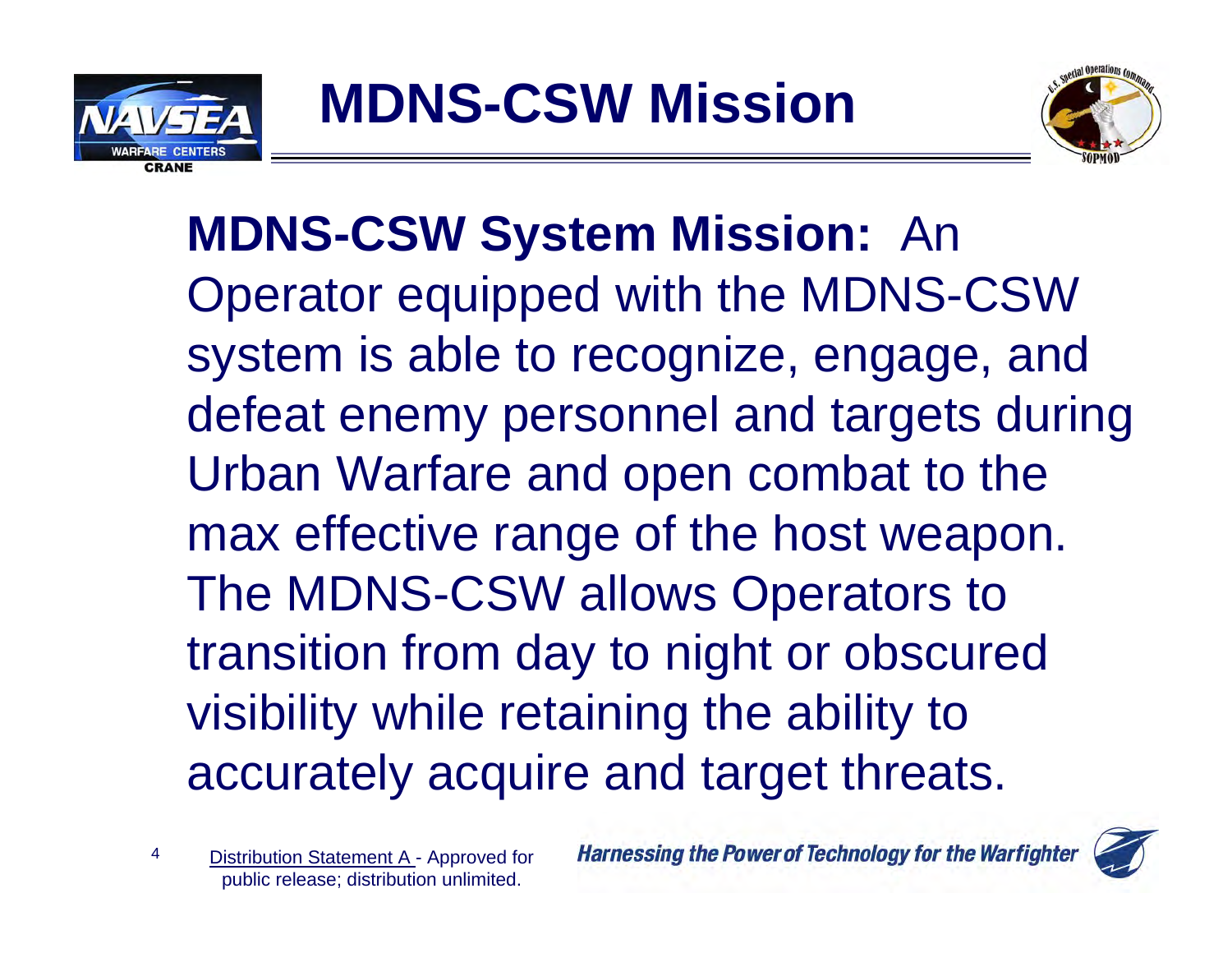# MDNS-CSW Mission

**MDNS-CSW System Mission:** An Operator equipped with the MDNS-CSW system is able to recognize, engage, and defeat enemy personnel and targets during Urban Warfare and open combat to the max effective range of the host weapon. The MDNS-CSW allows Operators to transition from day to night or obscured visibility while retaining the ability to accurately acquire and target threats.

Distribution Statement A - Approved for public release; distribution unlimited.

*Harnessing the Power of Technology for the Warfighter*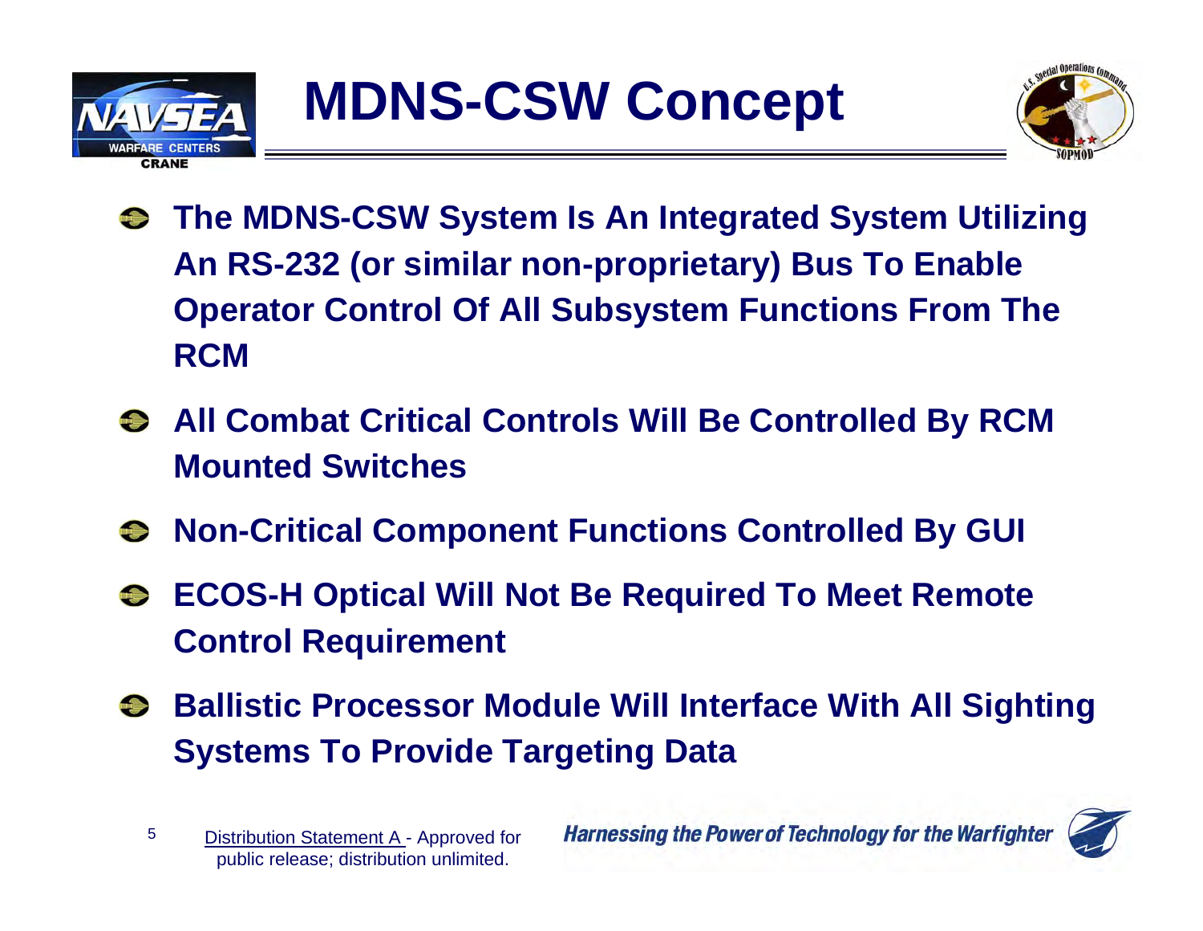# MDNS-CSW Concept

- **The MDNS-CSW System Is An Integrated System Utilizing An RS-232 (or similar non-proprietary) Bus To Enable Operator Control Of All Subsystem Functions From The RCM**
- **All Combat Critical Controls Will Be Controlled By RCM Mounted Switches**
- **Non-Critical Component Functions Controlled By GUI**
- **ECOS-H Optical Will Not Be Required To Meet Remote Control Requirement**
- **Ballistic Processor Module Will Interface With All Sighting Systems To Provide Targeting Data**

Distribution Statement A - Approved for public release; distribution unlimited.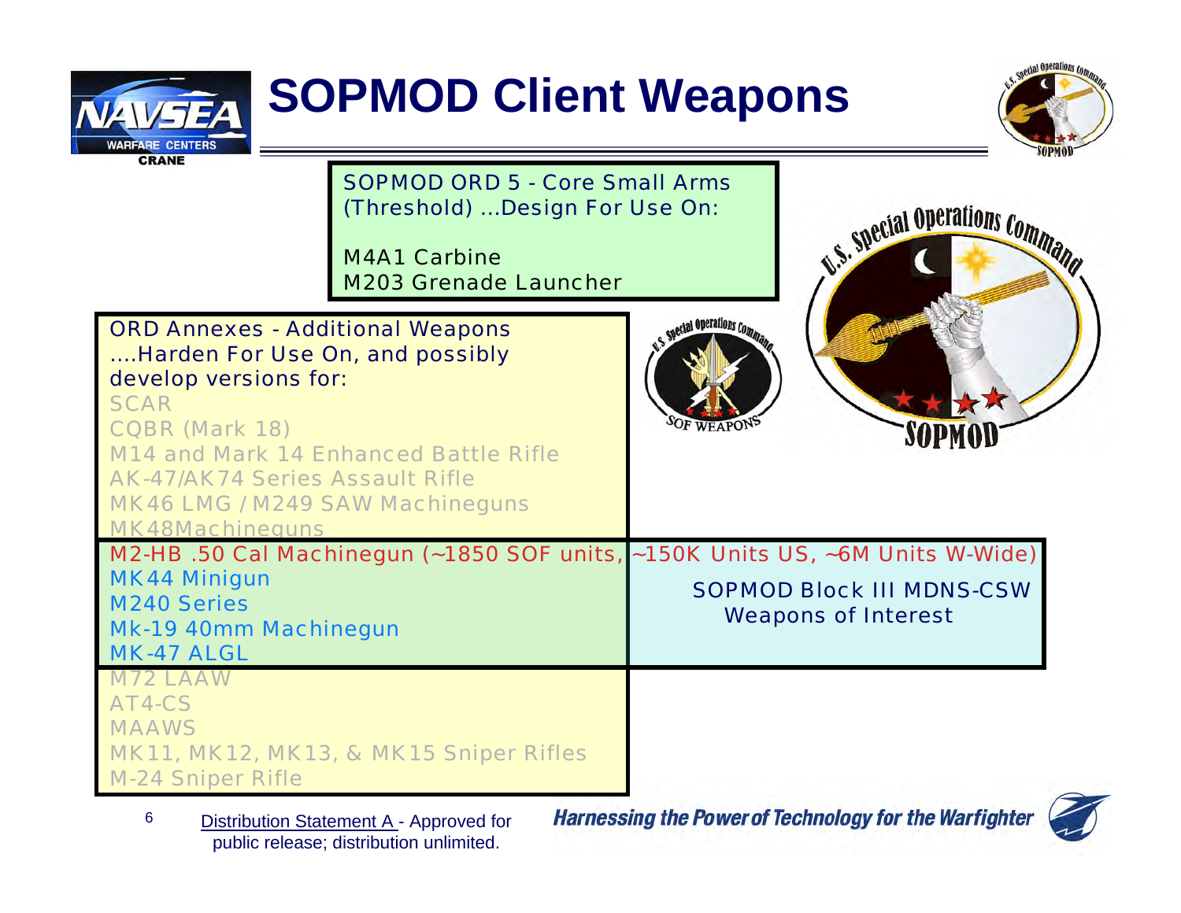# SOPMOD Client Weapons

SOPMOD ORD 5 - Core Small Arms (Threshold) ...Design For Use On:

M4A1 Carbine
M203 Grenade Launcher

ORD Annexes - Additional Weapons ....Harden For Use On, and possibly develop versions for:

SCAR
CQBR (Mark 18)
M14 and Mark 14 Enhanced Battle Rifle
AK-47/AK74 Series Assault Rifle
MK46 LMG / M249 SAW Machineguns
MK48Machineguns
M2-HB .50 Cal Machinegun (~1850 SOF units, ~150K Units US, ~6M Units W-Wide)
MK44 Minigun
M240 Series
Mk-19 40mm Machinegun
MK-47 ALGL
M72 LAAW
AT4-CS
MAAWS
MK11, MK12, MK13, & MK15 Sniper Rifles
M-24 Sniper Rifle

SOPMOD Block III MDNS-CSW Weapons of Interest

Distribution Statement A - Approved for public release; distribution unlimited.

Harnessing the Power of Technology for the Warfighter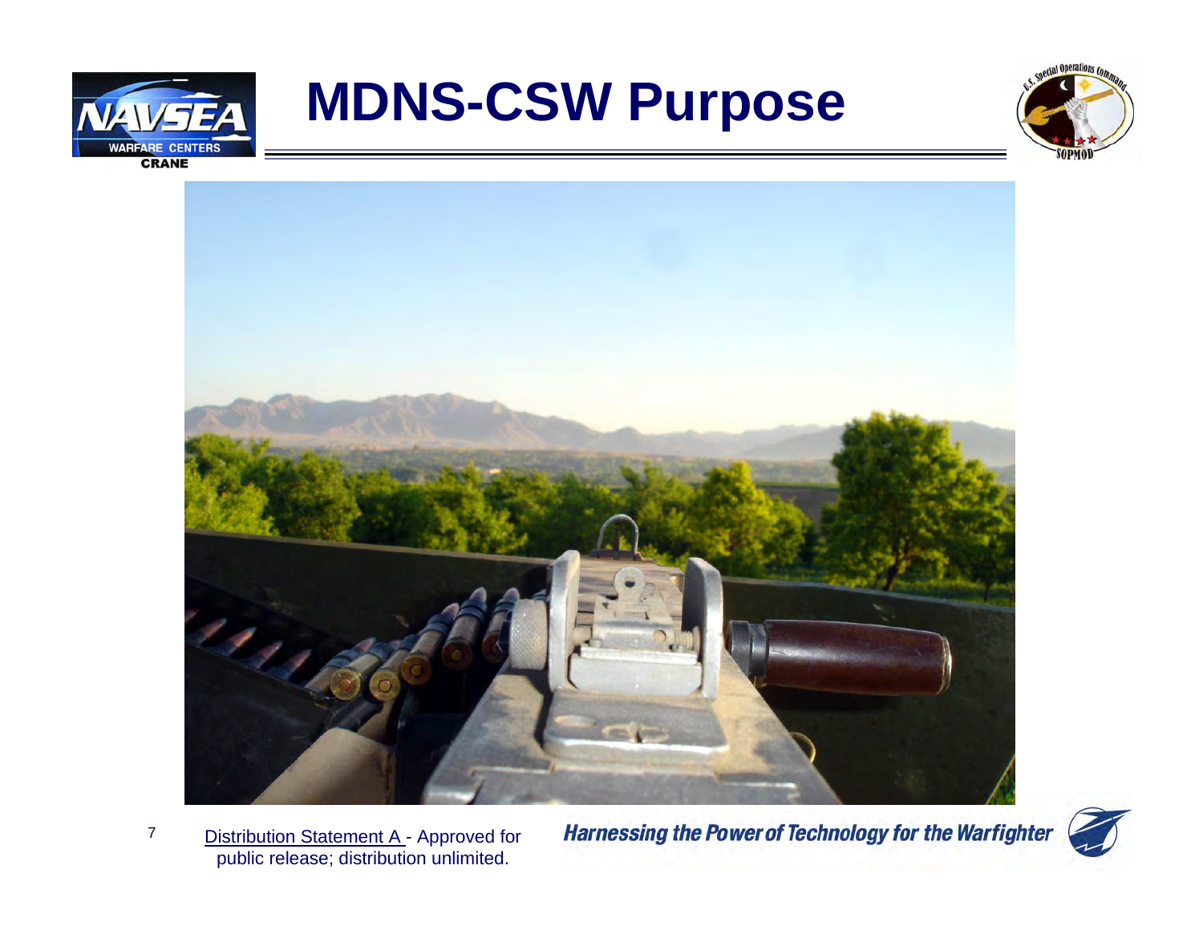# MDNS-CSW Purpose

Distribution Statement A - Approved for public release; distribution unlimited.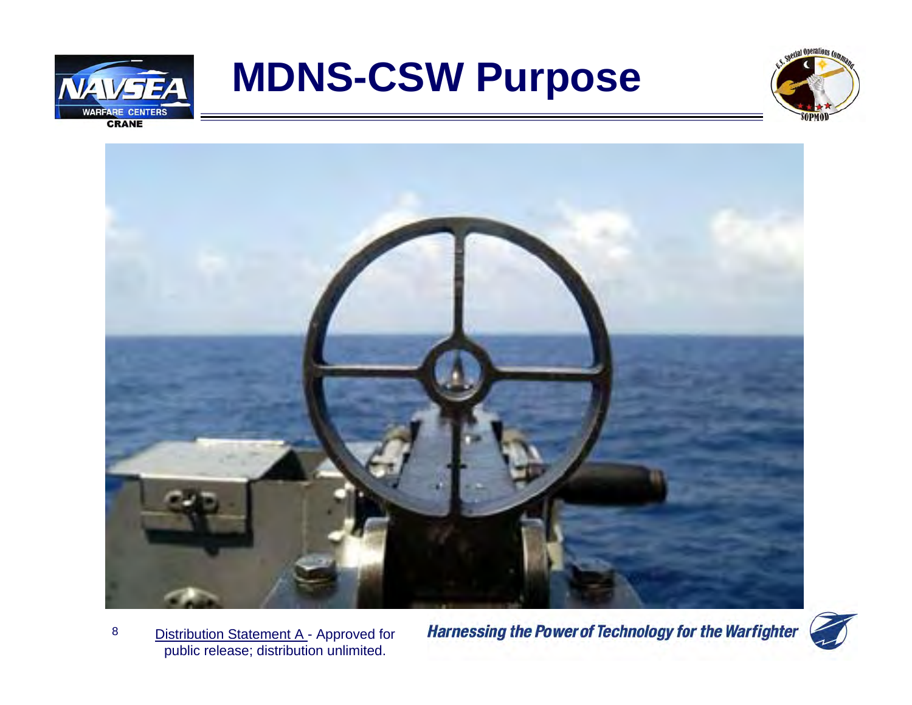# MDNS-CSW Purpose

Distribution Statement A - Approved for public release; distribution unlimited.

*Harnessing the Power of Technology for the Warfighter*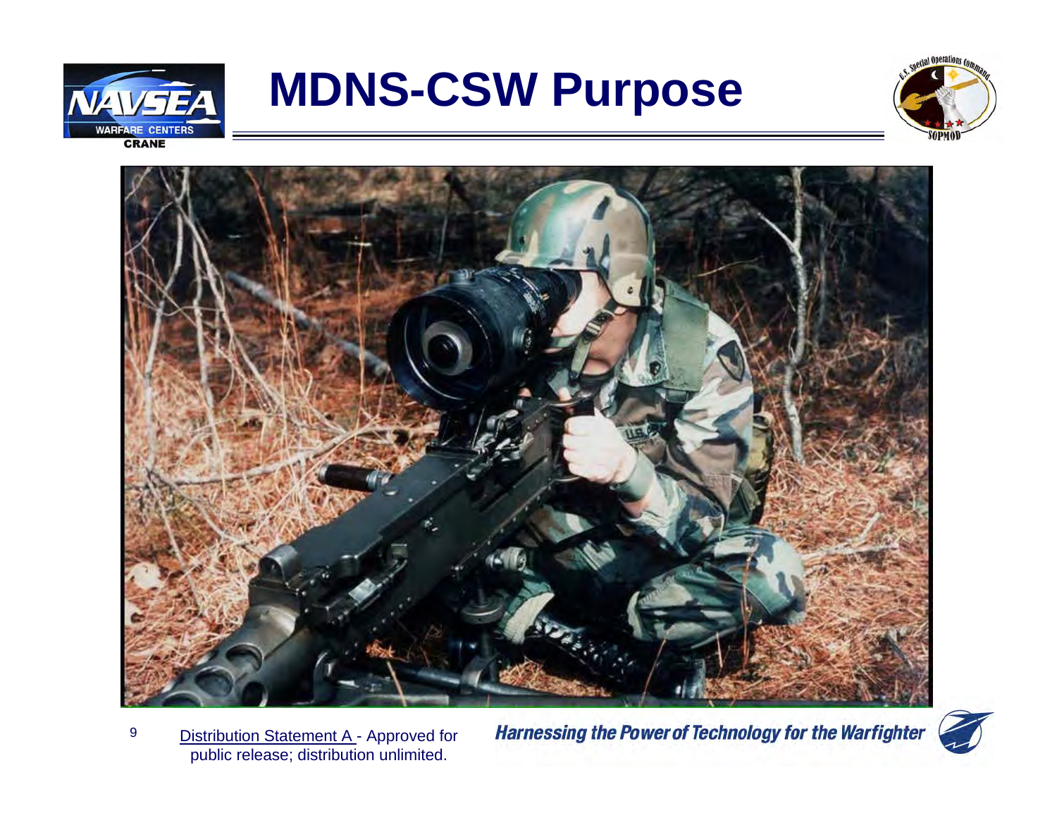# MDNS-CSW Purpose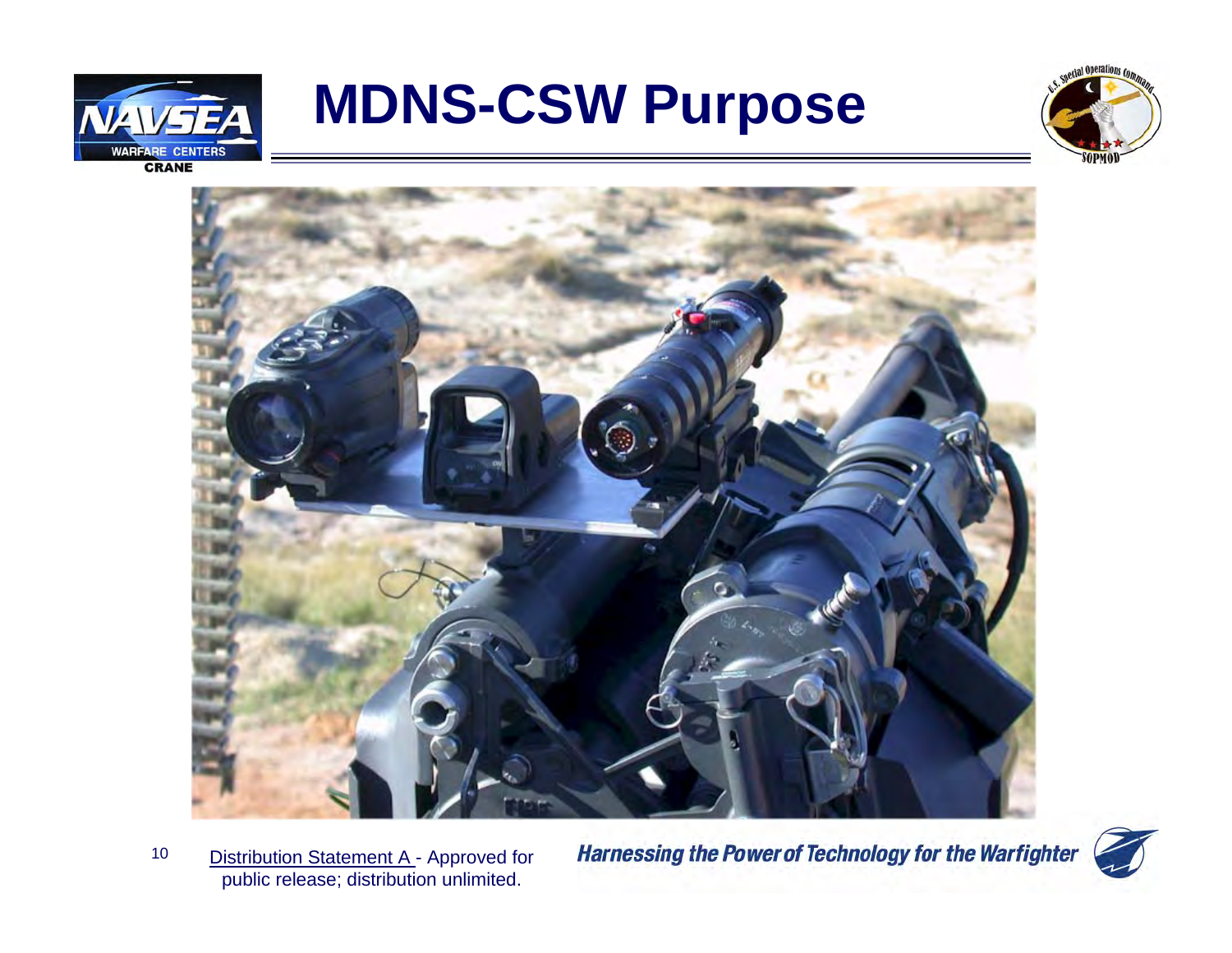# MDNS-CSW Purpose

Distribution Statement A - Approved for public release; distribution unlimited.

*Harnessing the Power of Technology for the Warfighter*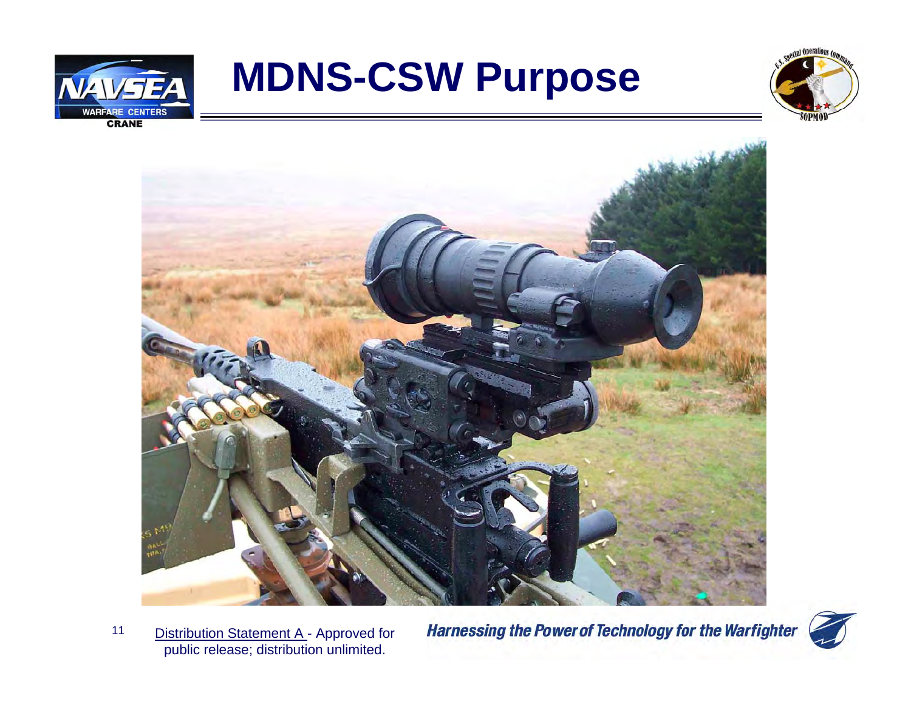# MDNS-CSW Purpose

Distribution Statement A - Approved for public release; distribution unlimited.

*Harnessing the Power of Technology for the Warfighter*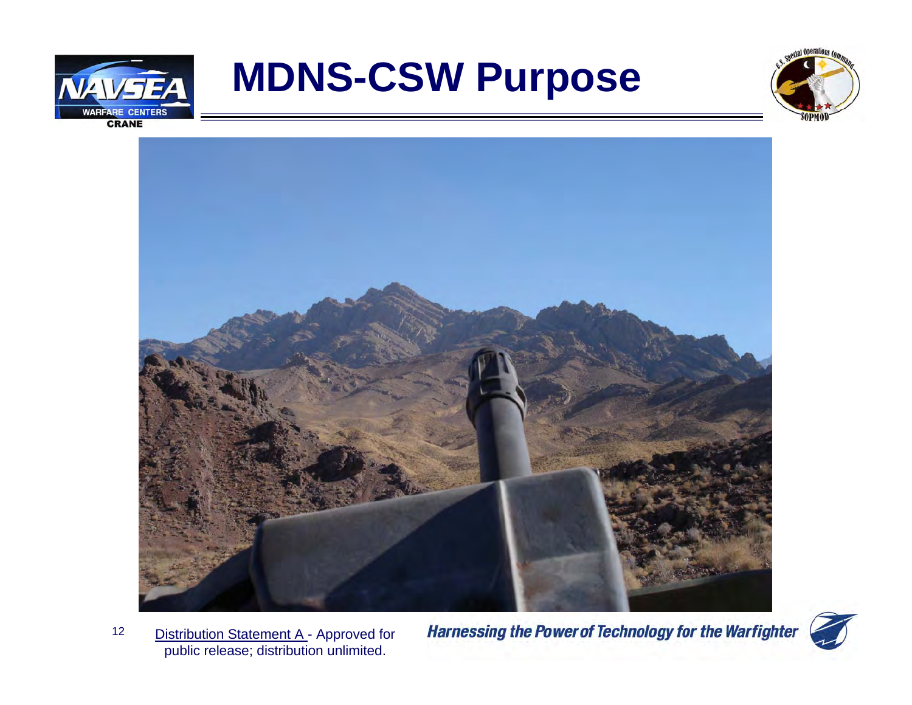# MDNS-CSW Purpose

Distribution Statement A - Approved for public release; distribution unlimited.

*Harnessing the Power of Technology for the Warfighter*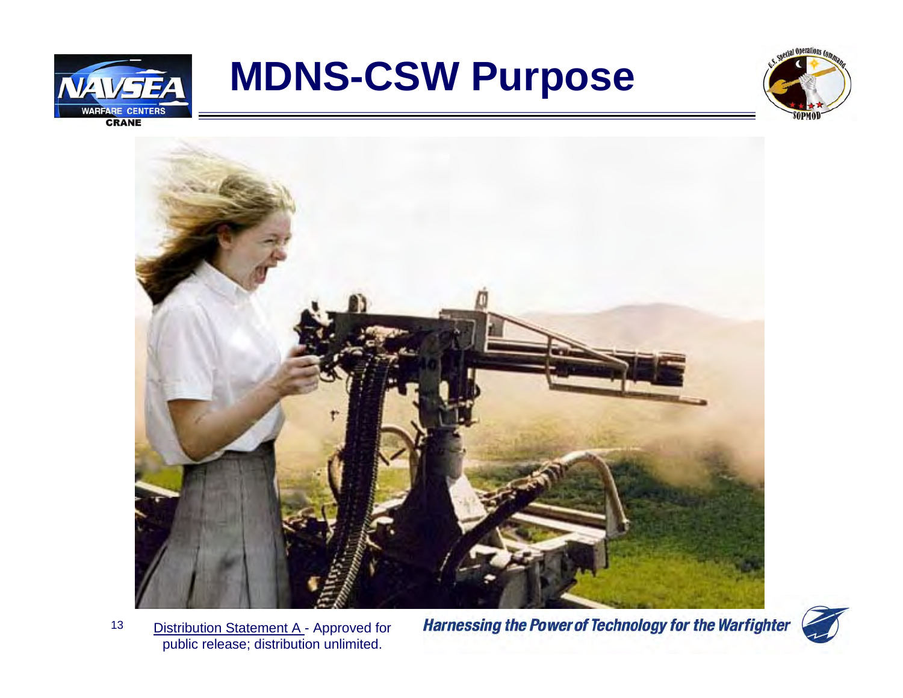# MDNS-CSW Purpose

Distribution Statement A - Approved for public release; distribution unlimited.

*Harnessing the Power of Technology for the Warfighter*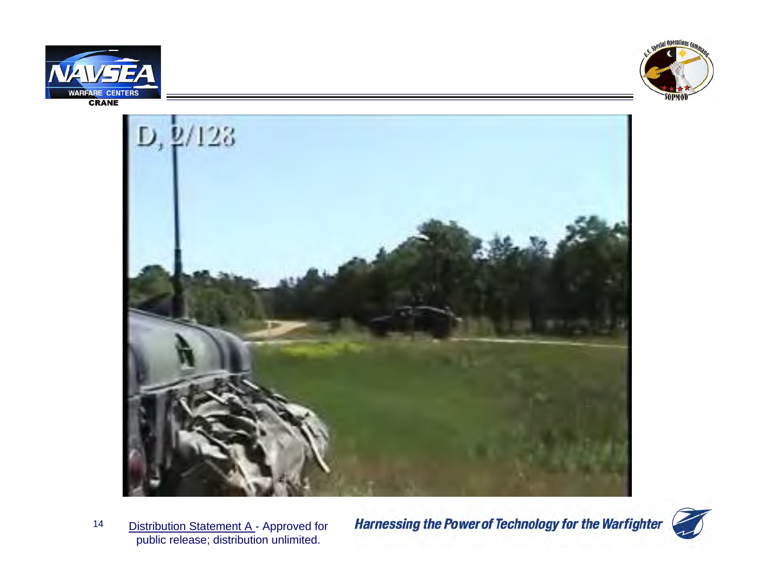Distribution Statement A - Approved for public release; distribution unlimited.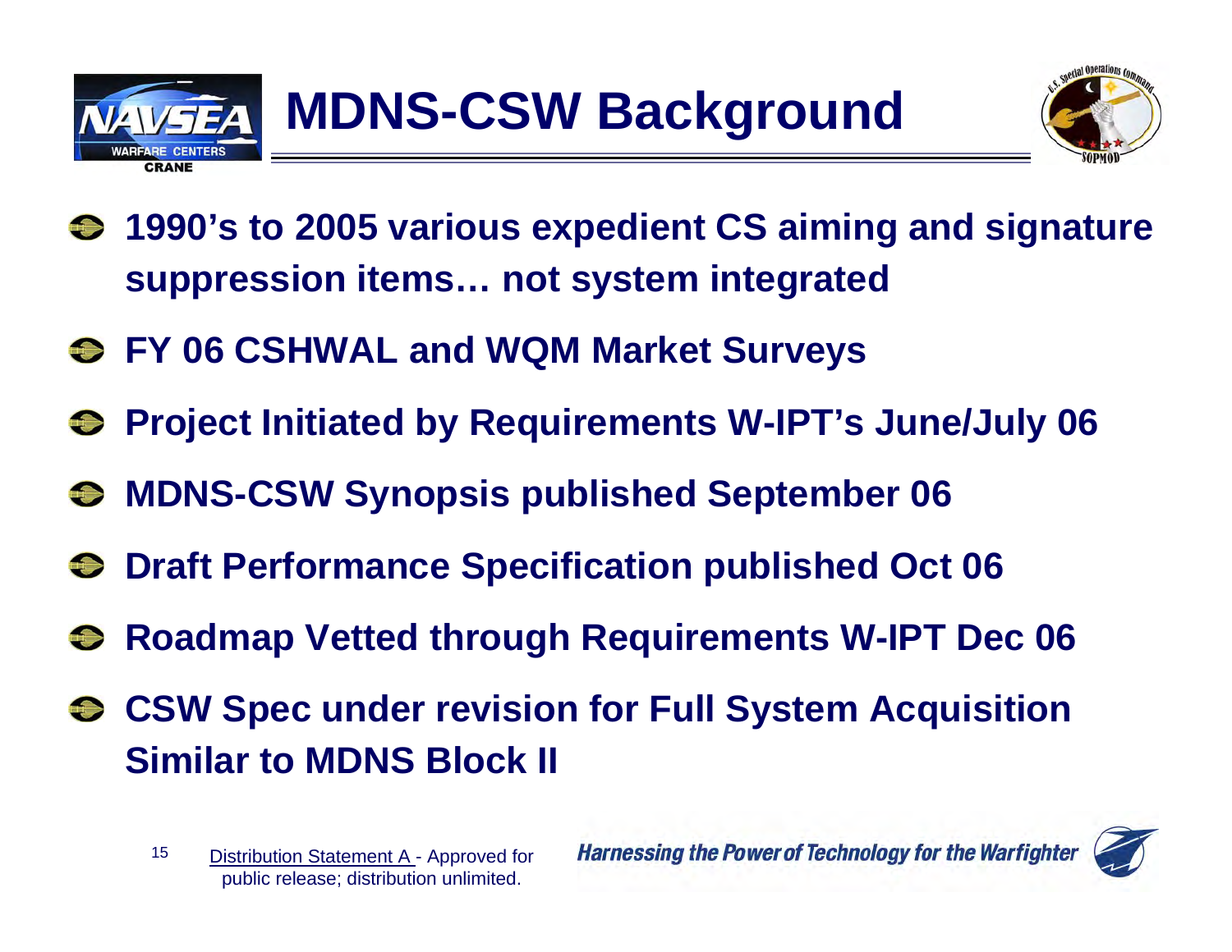# MDNS-CSW Background

- **1990's to 2005 various expedient CS aiming and signature suppression items… not system integrated**
- **FY 06 CSHWAL and WQM Market Surveys**
- **Project Initiated by Requirements W-IPT's June/July 06**
- **MDNS-CSW Synopsis published September 06**
- **Draft Performance Specification published Oct 06**
- **Roadmap Vetted through Requirements W-IPT Dec 06**
- **CSW Spec under revision for Full System Acquisition Similar to MDNS Block II**

Distribution Statement A - Approved for public release; distribution unlimited.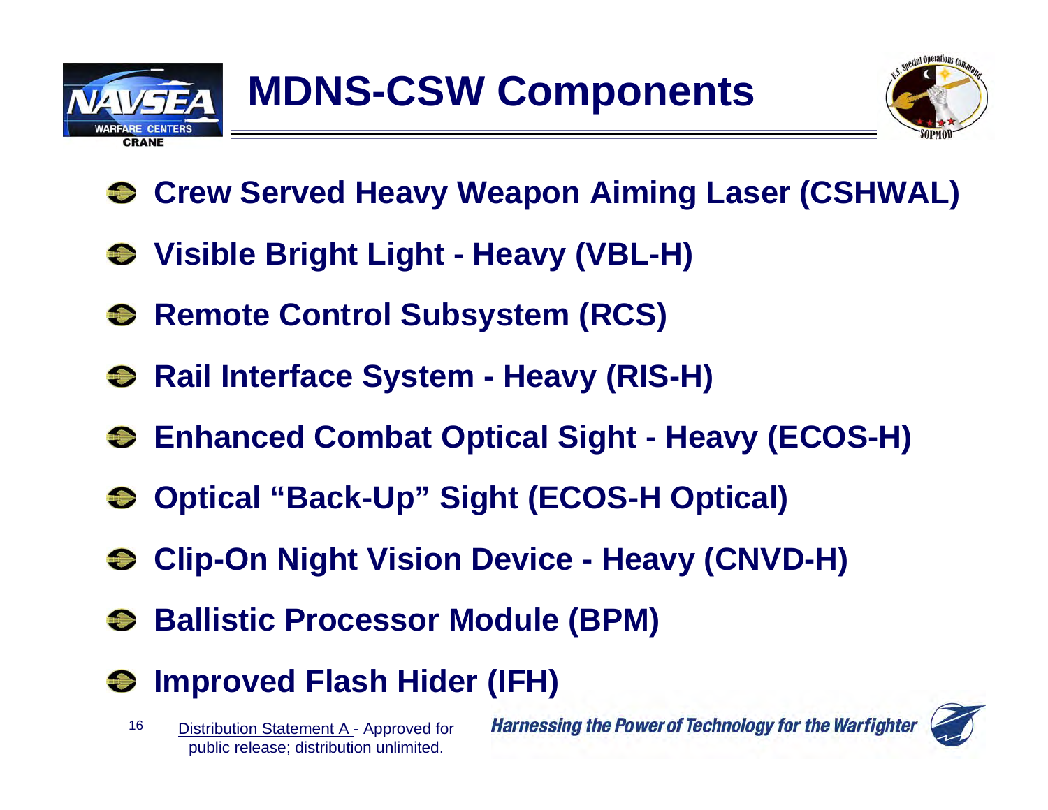# MDNS-CSW Components

- **Crew Served Heavy Weapon Aiming Laser (CSHWAL)**
- **Visible Bright Light - Heavy (VBL-H)**
- **Remote Control Subsystem (RCS)**
- **Rail Interface System - Heavy (RIS-H)**
- **Enhanced Combat Optical Sight - Heavy (ECOS-H)**
- **Optical "Back-Up" Sight (ECOS-H Optical)**
- **Clip-On Night Vision Device - Heavy (CNVD-H)**
- **Ballistic Processor Module (BPM)**
- **Improved Flash Hider (IFH)**

Distribution Statement A - Approved for public release; distribution unlimited.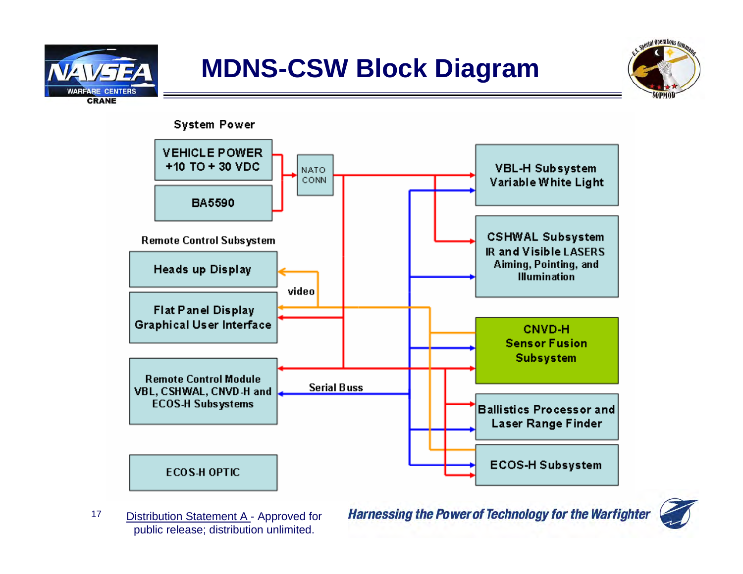# MDNS-CSW Block Diagram

System Power

VEHICLE POWER +10 TO + 30 VDC

BA5590

NATO CONN

Remote Control Subsystem

Heads up Display

Flat Panel Display Graphical User Interface

Remote Control Module VBL, CSHWAL, CNVD-H and ECOS-H Subsystems

ECOS-H OPTIC

video

Serial Buss

VBL-H Subsystem Variable White Light

CSHWAL Subsystem IR and Visible LASERS Aiming, Pointing, and Illumination

CNVD-H Sensor Fusion Subsystem

Ballistics Processor and Laser Range Finder

ECOS-H Subsystem

Distribution Statement A - Approved for public release; distribution unlimited.

*Harnessing the Power of Technology for the Warfighter*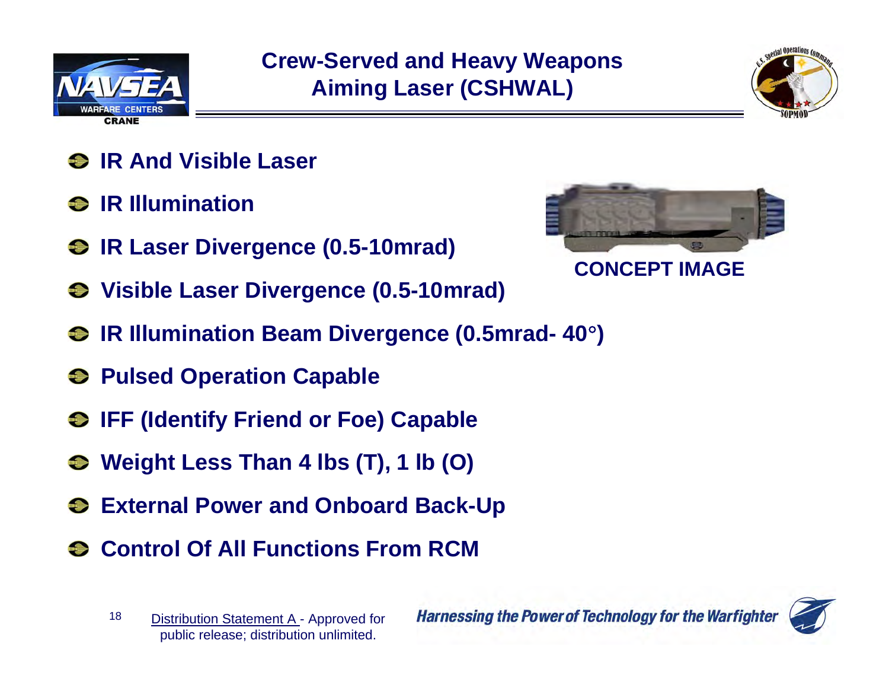# Crew-Served and Heavy Weapons Aiming Laser (CSHWAL)

- **IR And Visible Laser**
- **IR Illumination**
- **IR Laser Divergence (0.5-10mrad)**
- **Visible Laser Divergence (0.5-10mrad)**
- **IR Illumination Beam Divergence (0.5mrad- 40°)**
- **Pulsed Operation Capable**
- **IFF (Identify Friend or Foe) Capable**
- **Weight Less Than 4 lbs (T), 1 lb (O)**
- **External Power and Onboard Back-Up**
- **Control Of All Functions From RCM**

**CONCEPT IMAGE**

Distribution Statement A - Approved for public release; distribution unlimited.

*Harnessing the Power of Technology for the Warfighter*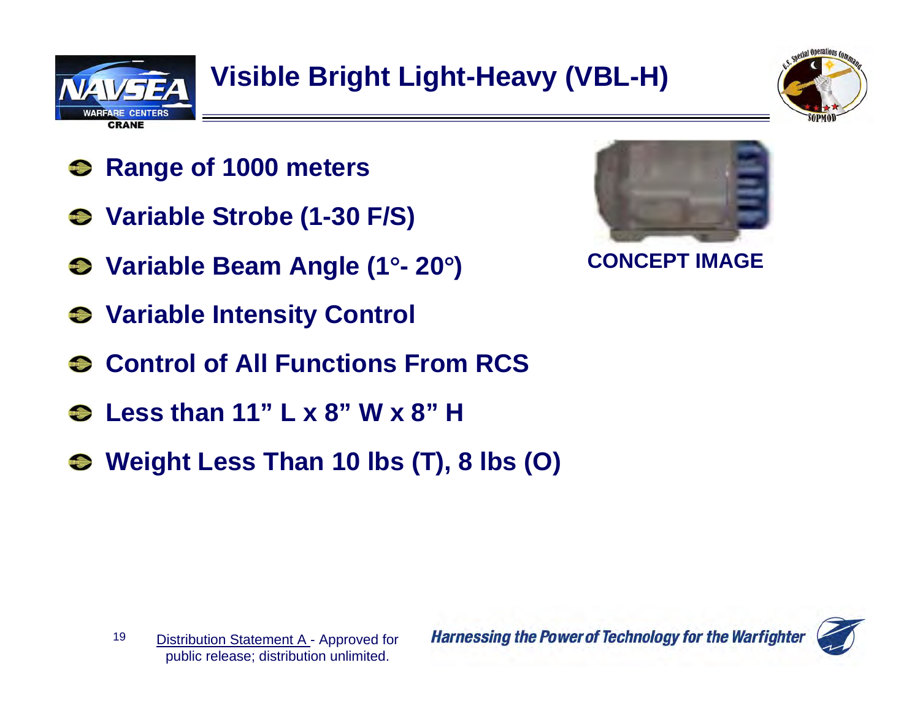# Visible Bright Light-Heavy (VBL-H)

- Range of 1000 meters
- Variable Strobe (1-30 F/S)
- Variable Beam Angle (1°- 20°)
- Variable Intensity Control
- Control of All Functions From RCS
- Less than 11" L x 8" W x 8" H
- Weight Less Than 10 lbs (T), 8 lbs (O)

CONCEPT IMAGE

Distribution Statement A - Approved for public release; distribution unlimited.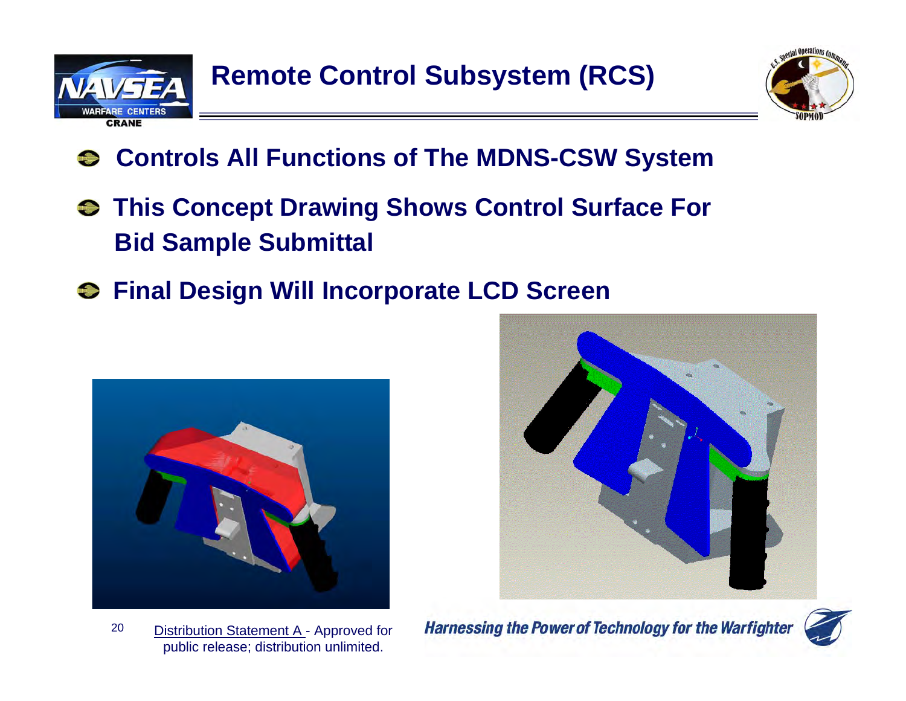# Remote Control Subsystem (RCS)

- **Controls All Functions of The MDNS-CSW System**
- **This Concept Drawing Shows Control Surface For Bid Sample Submittal**
- **Final Design Will Incorporate LCD Screen**

Distribution Statement A - Approved for public release; distribution unlimited.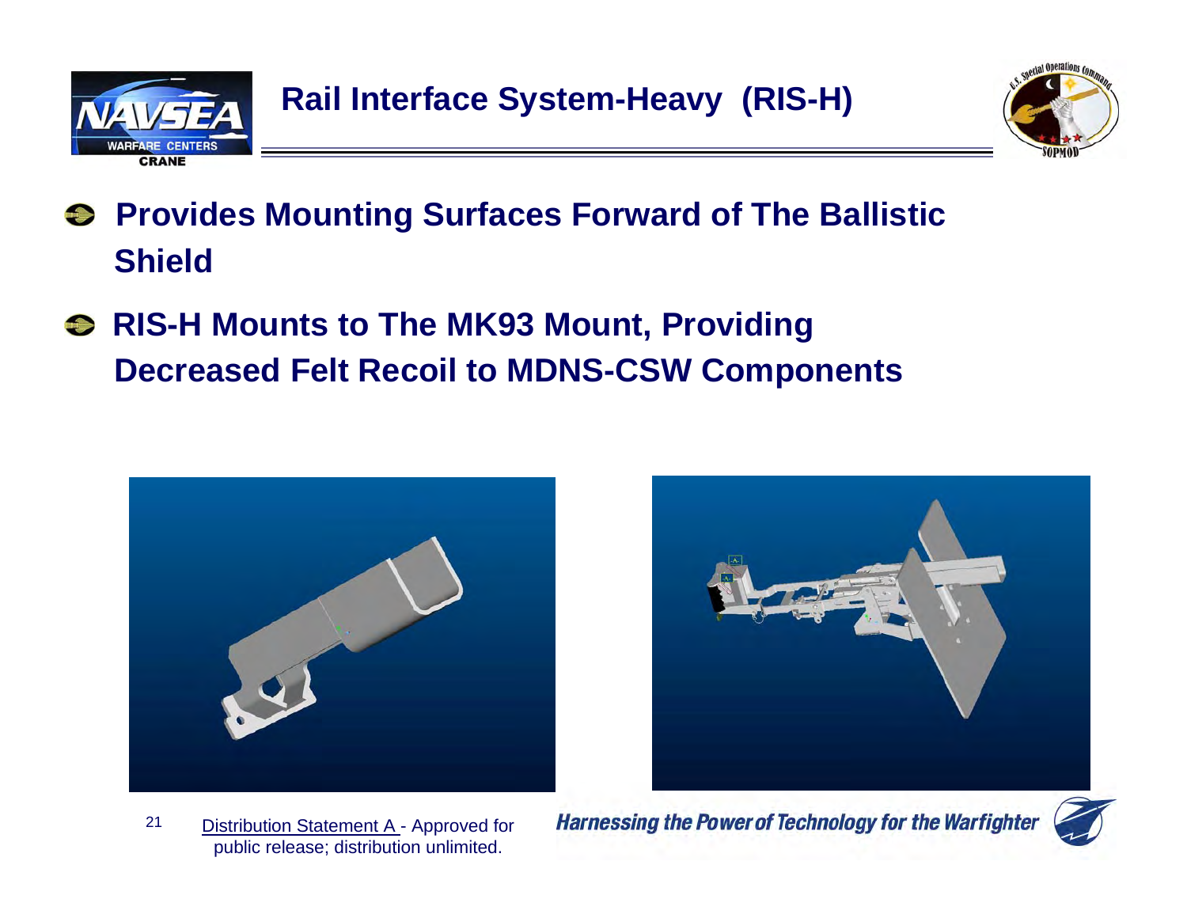# Rail Interface System-Heavy (RIS-H)

- **Provides Mounting Surfaces Forward of The Ballistic Shield**
- **RIS-H Mounts to The MK93 Mount, Providing Decreased Felt Recoil to MDNS-CSW Components**

Distribution Statement A - Approved for public release; distribution unlimited.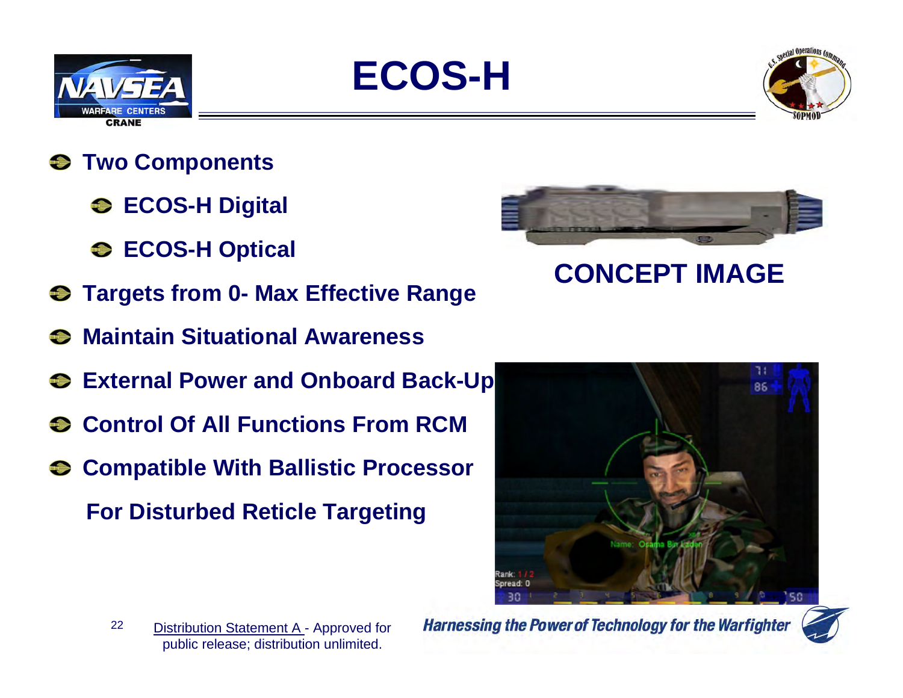# ECOS-H

- Two Components
  - ECOS-H Digital
  - ECOS-H Optical
- Targets from 0- Max Effective Range
- Maintain Situational Awareness
- External Power and Onboard Back-Up
- Control Of All Functions From RCM
- Compatible With Ballistic Processor For Disturbed Reticle Targeting

CONCEPT IMAGE

Distribution Statement A - Approved for public release; distribution unlimited.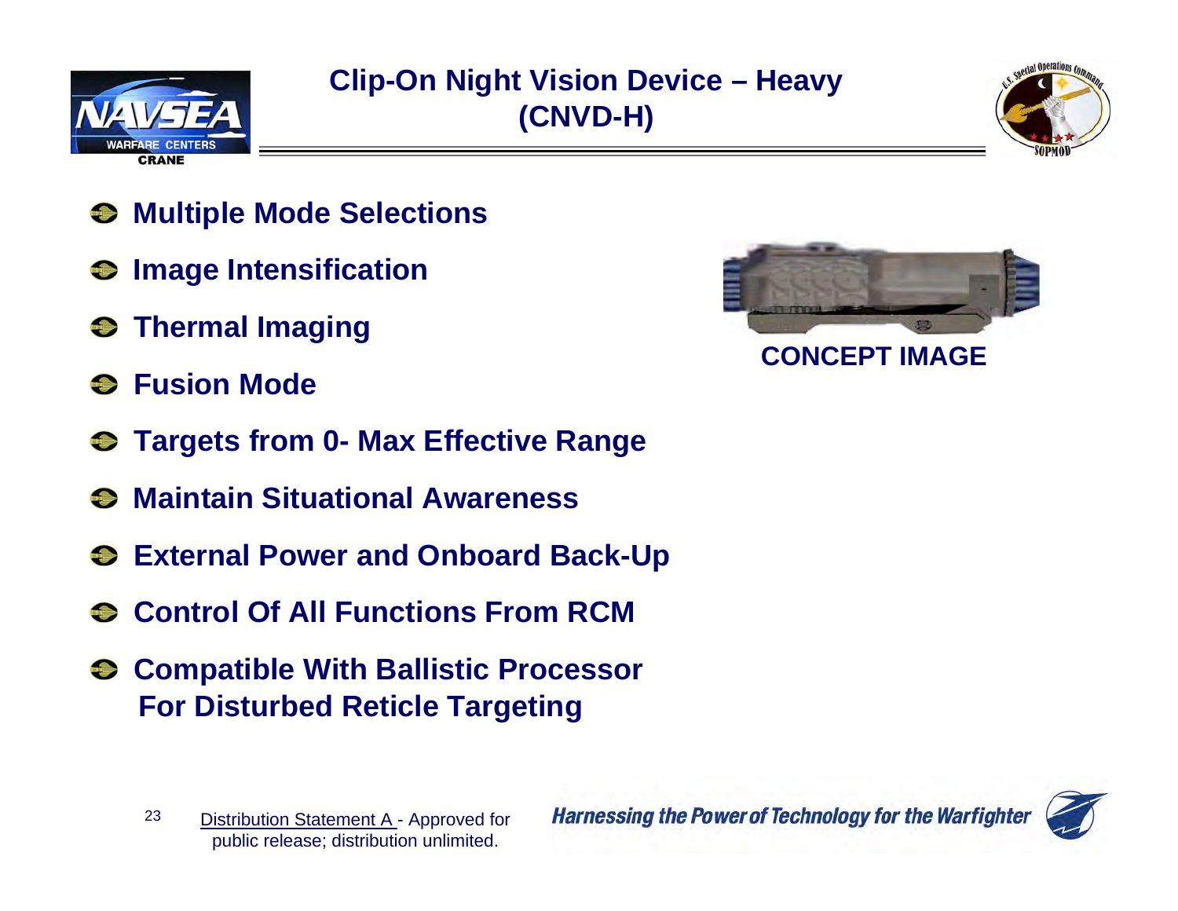# Clip-On Night Vision Device – Heavy (CNVD-H)

- Multiple Mode Selections
- Image Intensification
- Thermal Imaging
- Fusion Mode
- Targets from 0- Max Effective Range
- Maintain Situational Awareness
- External Power and Onboard Back-Up
- Control Of All Functions From RCM
- Compatible With Ballistic Processor For Disturbed Reticle Targeting

CONCEPT IMAGE

Distribution Statement A - Approved for public release; distribution unlimited.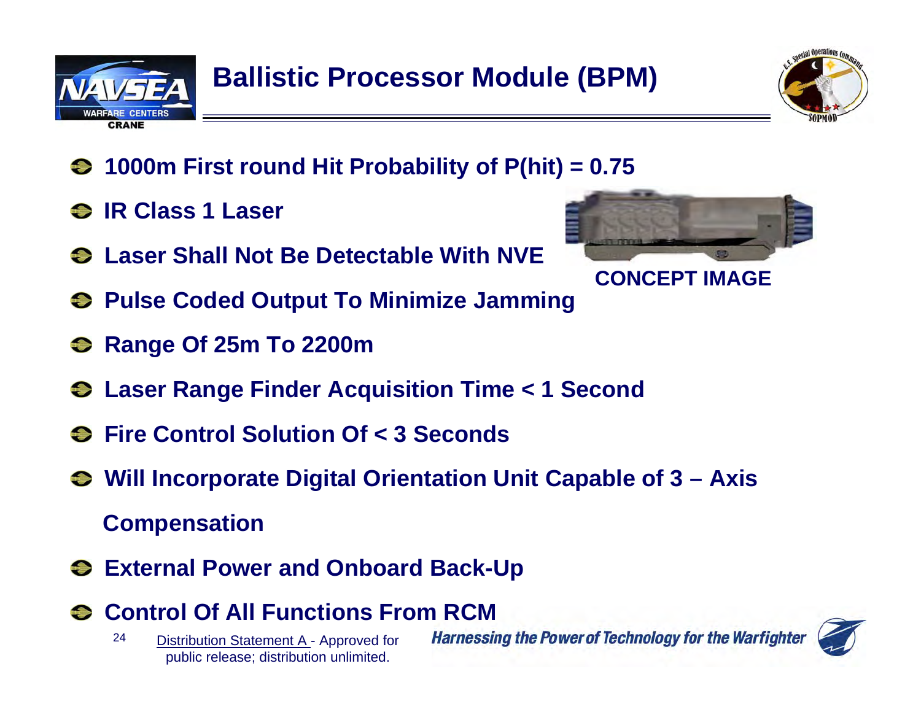# Ballistic Processor Module (BPM)

- 1000m First round Hit Probability of P(hit) = 0.75
- IR Class 1 Laser
- Laser Shall Not Be Detectable With NVE
- Pulse Coded Output To Minimize Jamming
- Range Of 25m To 2200m
- Laser Range Finder Acquisition Time < 1 Second
- Fire Control Solution Of < 3 Seconds
- Will Incorporate Digital Orientation Unit Capable of 3 – Axis Compensation
- External Power and Onboard Back-Up
- Control Of All Functions From RCM

CONCEPT IMAGE

Distribution Statement A - Approved for public release; distribution unlimited.

*Harnessing the Power of Technology for the Warfighter*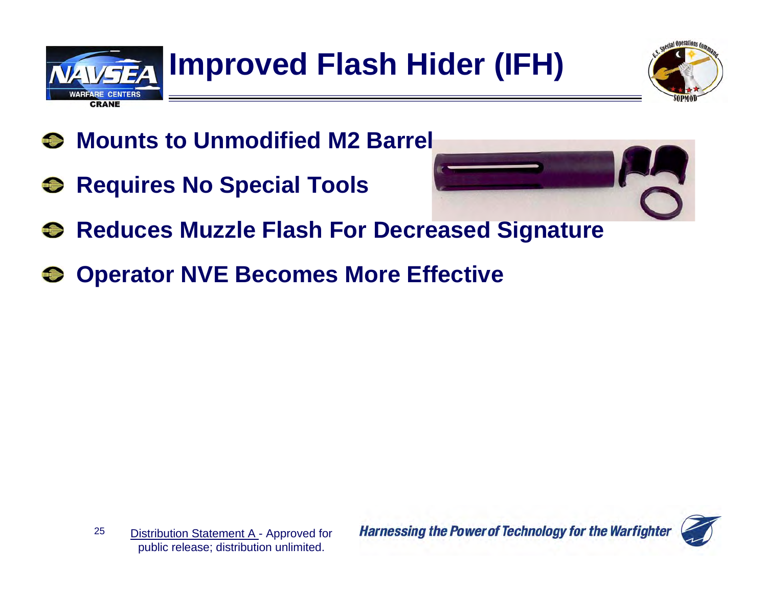# Improved Flash Hider (IFH)

- **Mounts to Unmodified M2 Barrel**
- **Requires No Special Tools**
- **Reduces Muzzle Flash For Decreased Signature**
- **Operator NVE Becomes More Effective**

Distribution Statement A - Approved for public release; distribution unlimited.

*Harnessing the Power of Technology for the Warfighter*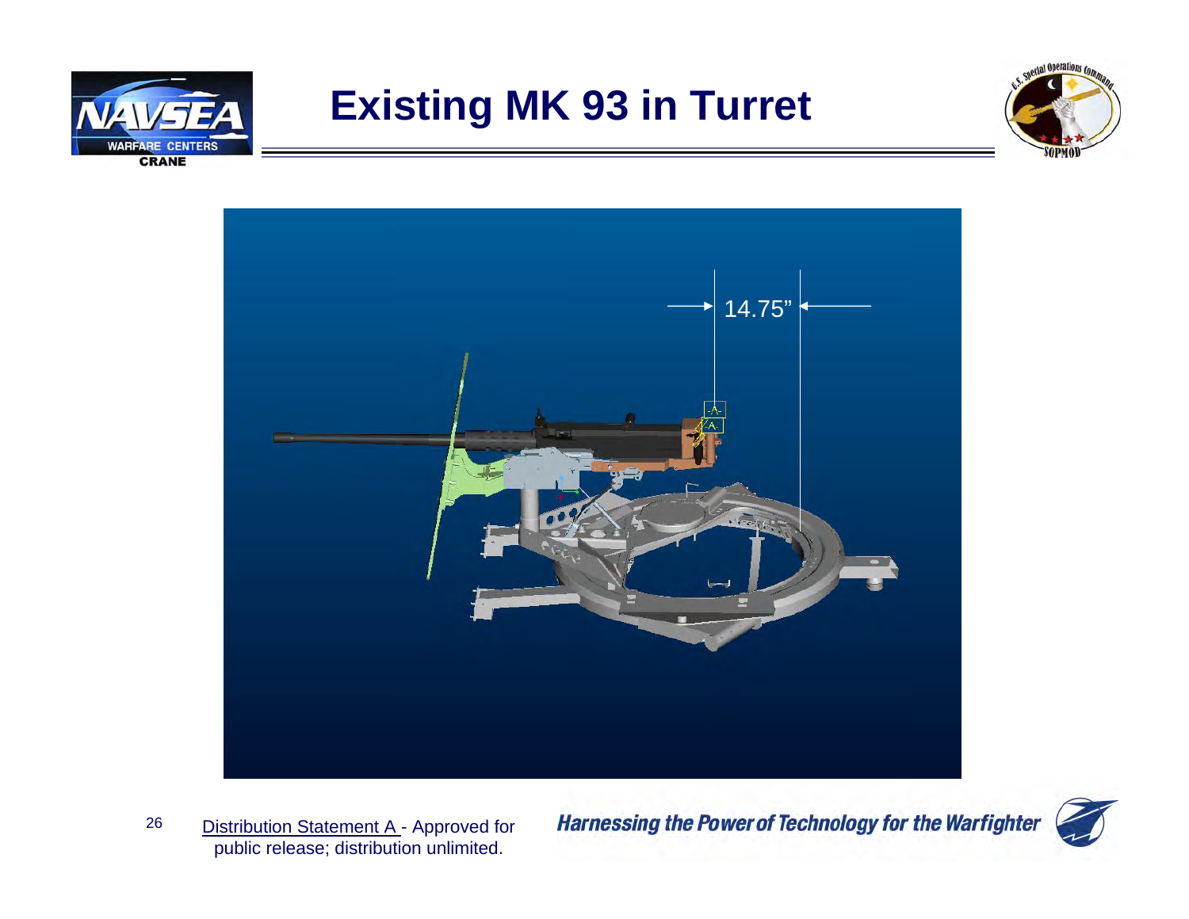# Existing MK 93 in Turret

14.75”

Distribution Statement A - Approved for public release; distribution unlimited.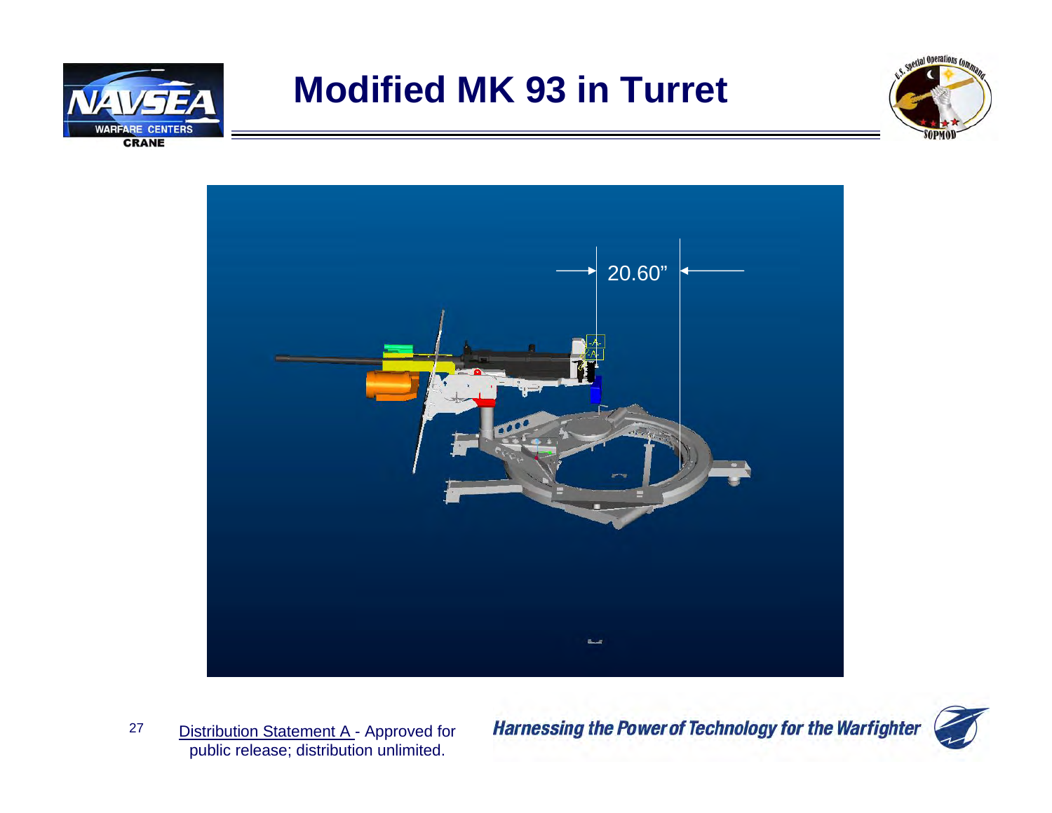# Modified MK 93 in Turret

20.60”

Distribution Statement A - Approved for public release; distribution unlimited.

*Harnessing the Power of Technology for the Warfighter*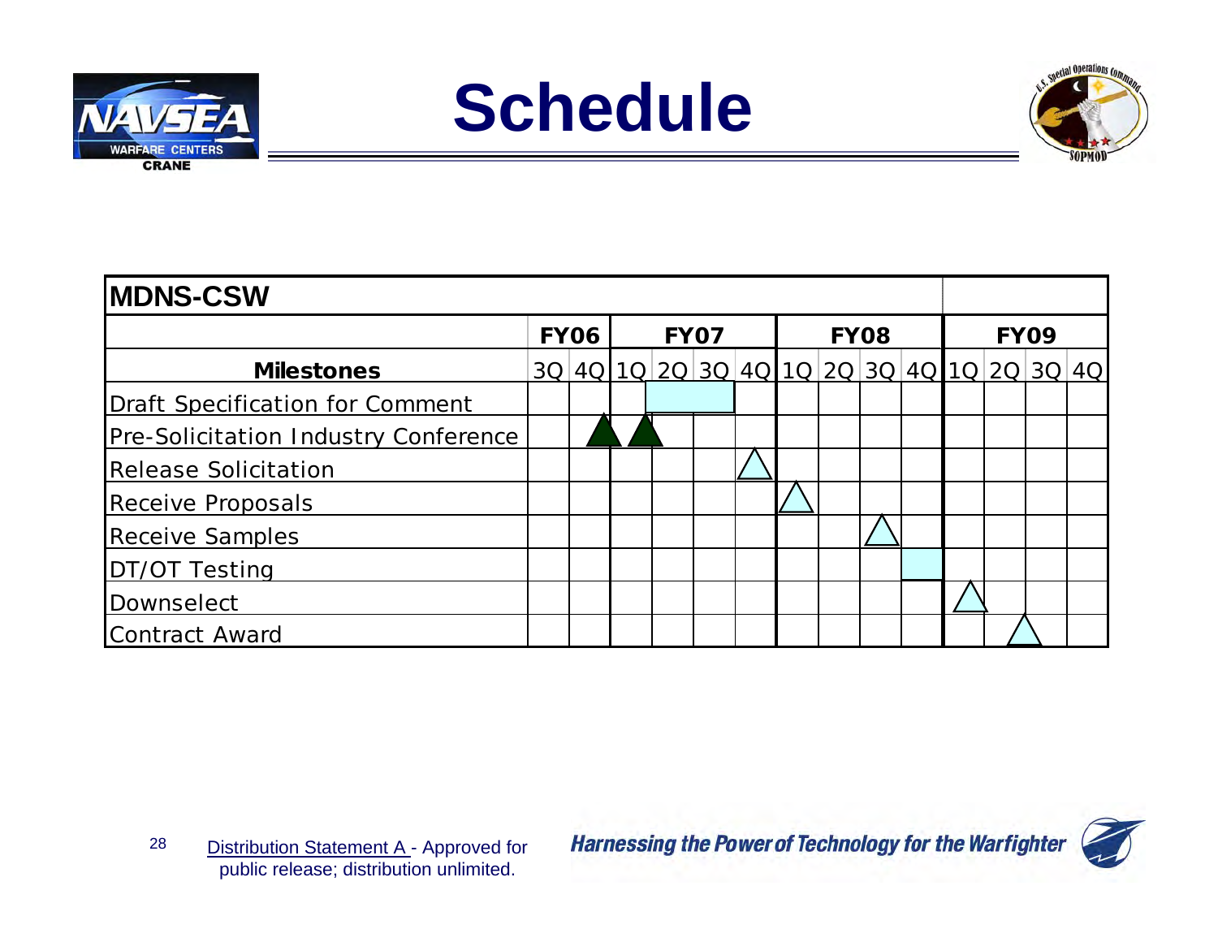# Schedule

| MDNS-CSW | | | | | | | | | | | | | | |
|---|---|---|---|---|---|---|---|---|---|---|---|---|---|---|
| | FY06 | | FY07 | | | | FY08 | | | | FY09 | | | |
| **Milestones** | 3Q | 4Q | 1Q | 2Q | 3Q | 4Q | 1Q | 2Q | 3Q | 4Q | 1Q | 2Q | 3Q | 4Q |
| Draft Specification for Comment | | | | ■ | ■ | | | | | | | | | |
| Pre-Solicitation Industry Conference | | ▲ | ▲ | | | | | | | | | | | |
| Release Solicitation | | | | | | △ | | | | | | | | |
| Receive Proposals | | | | | | | △ | | | | | | | |
| Receive Samples | | | | | | | | | △ | | | | | |
| DT/OT Testing | | | | | | | | | | ■ | | | | |
| Downselect | | | | | | | | | | | △ | | | |
| Contract Award | | | | | | | | | | | | △ | | |

Distribution Statement A - Approved for public release; distribution unlimited.

*Harnessing the Power of Technology for the Warfighter*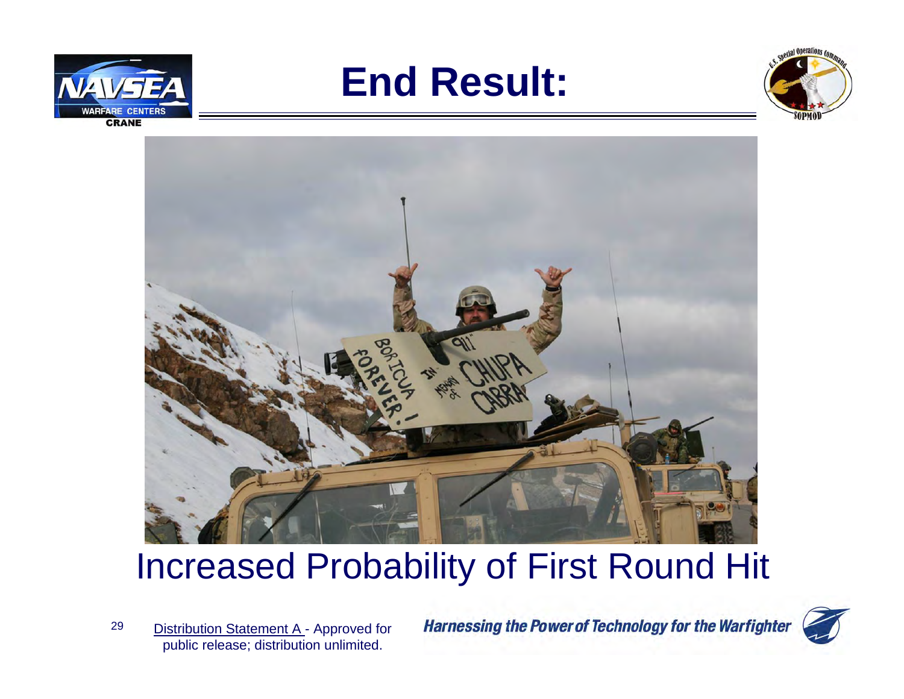# End Result:

Increased Probability of First Round Hit

Distribution Statement A - Approved for public release; distribution unlimited.

*Harnessing the Power of Technology for the Warfighter*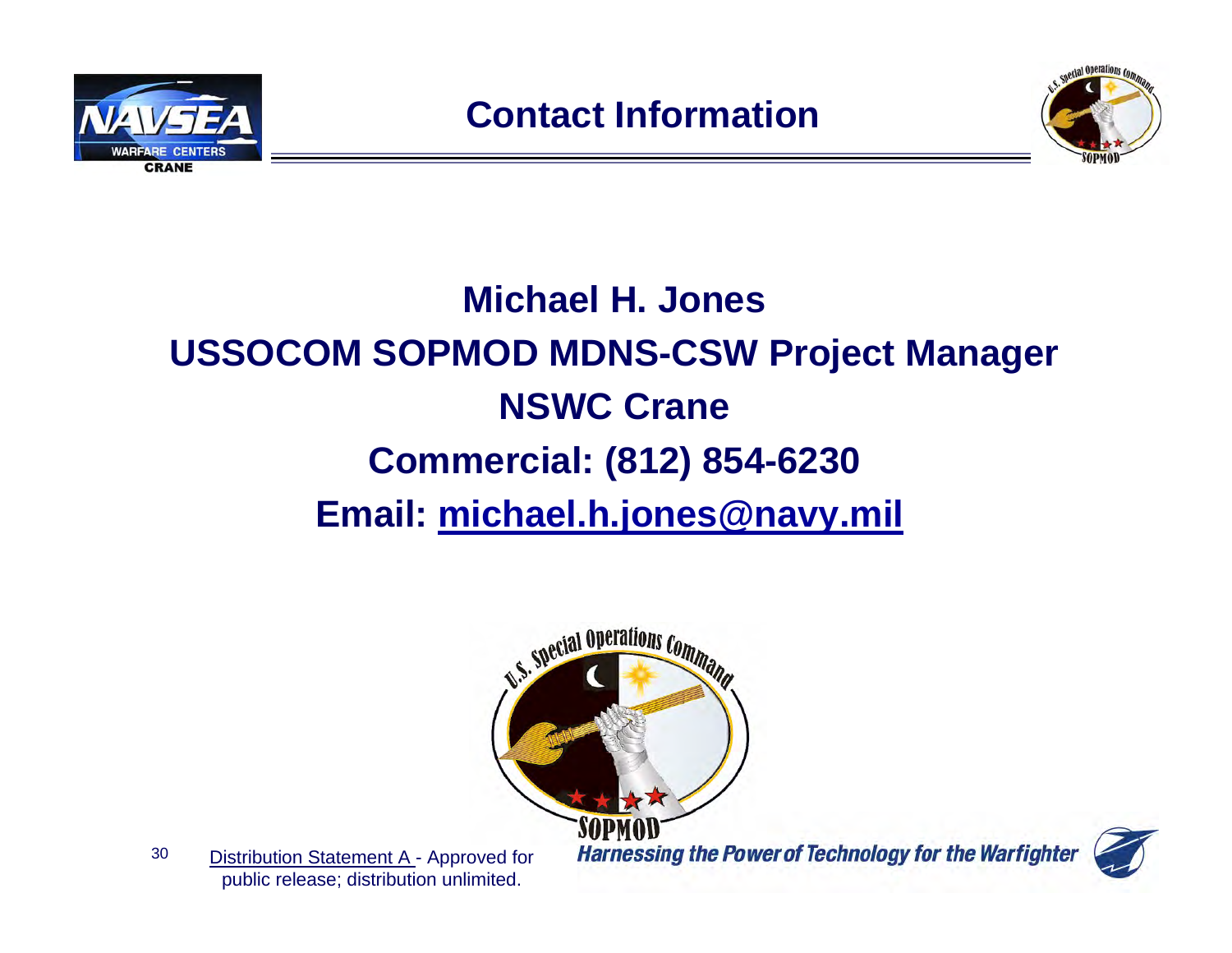# Contact Information

**Michael H. Jones**

**USSOCOM SOPMOD MDNS-CSW Project Manager**

**NSWC Crane**

**Commercial: (812) 854-6230**

**Email: michael.h.jones@navy.mil**

*Harnessing the Power of Technology for the Warfighter*

Distribution Statement A - Approved for public release; distribution unlimited.